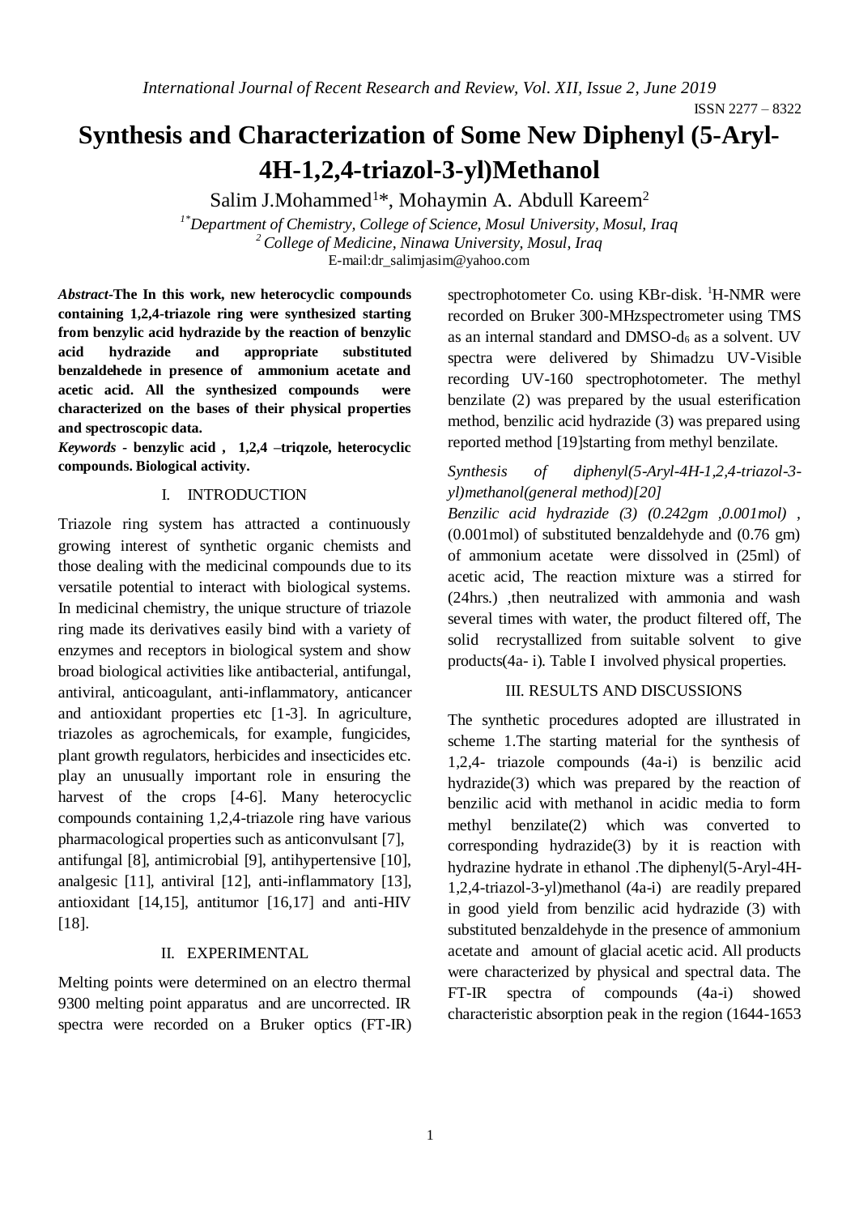# Synthesis and Characterization of Some New Diphenyl (5-Aryl-4H-1,2,4-triazol-3-yl)Methanol

Salim J.Mohammed[1]*, Mohaymin A. Abdull Kareem[2]

[1*]*Department of Chemistry, College of Science, Mosul University, Mosul, Iraq*
[2] *College of Medicine, Ninawa University, Mosul, Iraq*
E-mail:dr_salimjasim@yahoo.com

***Abstract*-The In this work, new heterocyclic compounds containing 1,2,4-triazole ring were synthesized starting from benzylic acid hydrazide by the reaction of benzylic acid hydrazide and appropriate substituted benzaldehede in presence of ammonium acetate and acetic acid. All the synthesized compounds were characterized on the bases of their physical properties and spectroscopic data.**

***Keywords* - benzylic acid , 1,2,4 –triqzole, heterocyclic compounds. Biological activity.**

## I. INTRODUCTION

Triazole ring system has attracted a continuously growing interest of synthetic organic chemists and those dealing with the medicinal compounds due to its versatile potential to interact with biological systems. In medicinal chemistry, the unique structure of triazole ring made its derivatives easily bind with a variety of enzymes and receptors in biological system and show broad biological activities like antibacterial, antifungal, antiviral, anticoagulant, anti-inflammatory, anticancer and antioxidant properties etc [1-3]. In agriculture, triazoles as agrochemicals, for example, fungicides, plant growth regulators, herbicides and insecticides etc. play an unusually important role in ensuring the harvest of the crops [4-6]. Many heterocyclic compounds containing 1,2,4-triazole ring have various pharmacological properties such as anticonvulsant [7], antifungal [8], antimicrobial [9], antihypertensive [10], analgesic [11], antiviral [12], anti-inflammatory [13], antioxidant [14,15], antitumor [16,17] and anti-HIV [18].

## II. EXPERIMENTAL

Melting points were determined on an electro thermal 9300 melting point apparatus and are uncorrected. IR spectra were recorded on a Bruker optics (FT-IR) spectrophotometer Co. using KBr-disk. $^1$H-NMR were recorded on Bruker 300-MHzspectrometer using TMS as an internal standard and DMSO-$d_6$ as a solvent. UV spectra were delivered by Shimadzu UV-Visible recording UV-160 spectrophotometer. The methyl benzilate (2) was prepared by the usual esterification method, benzilic acid hydrazide (3) was prepared using reported method [19]starting from methyl benzilate.

*Synthesis of diphenyl(5-Aryl-4H-1,2,4-triazol-3-yl)methanol(general method)[20]*

*Benzilic acid hydrazide (3) (0.242gm ,0.001mol) ,* (0.001mol) of substituted benzaldehyde and (0.76 gm) of ammonium acetate were dissolved in (25ml) of acetic acid, The reaction mixture was a stirred for (24hrs.) ,then neutralized with ammonia and wash several times with water, the product filtered off, The solid recrystallized from suitable solvent to give products(4a- i). Table I involved physical properties.

## III. RESULTS AND DISCUSSIONS

The synthetic procedures adopted are illustrated in scheme 1.The starting material for the synthesis of 1,2,4- triazole compounds (4a-i) is benzilic acid hydrazide(3) which was prepared by the reaction of benzilic acid with methanol in acidic media to form methyl benzilate(2) which was converted to corresponding hydrazide(3) by it is reaction with hydrazine hydrate in ethanol .The diphenyl(5-Aryl-4H-1,2,4-triazol-3-yl)methanol (4a-i) are readily prepared in good yield from benzilic acid hydrazide (3) with substituted benzaldehyde in the presence of ammonium acetate and amount of glacial acetic acid. All products were characterized by physical and spectral data. The FT-IR spectra of compounds (4a-i) showed characteristic absorption peak in the region (1644-1653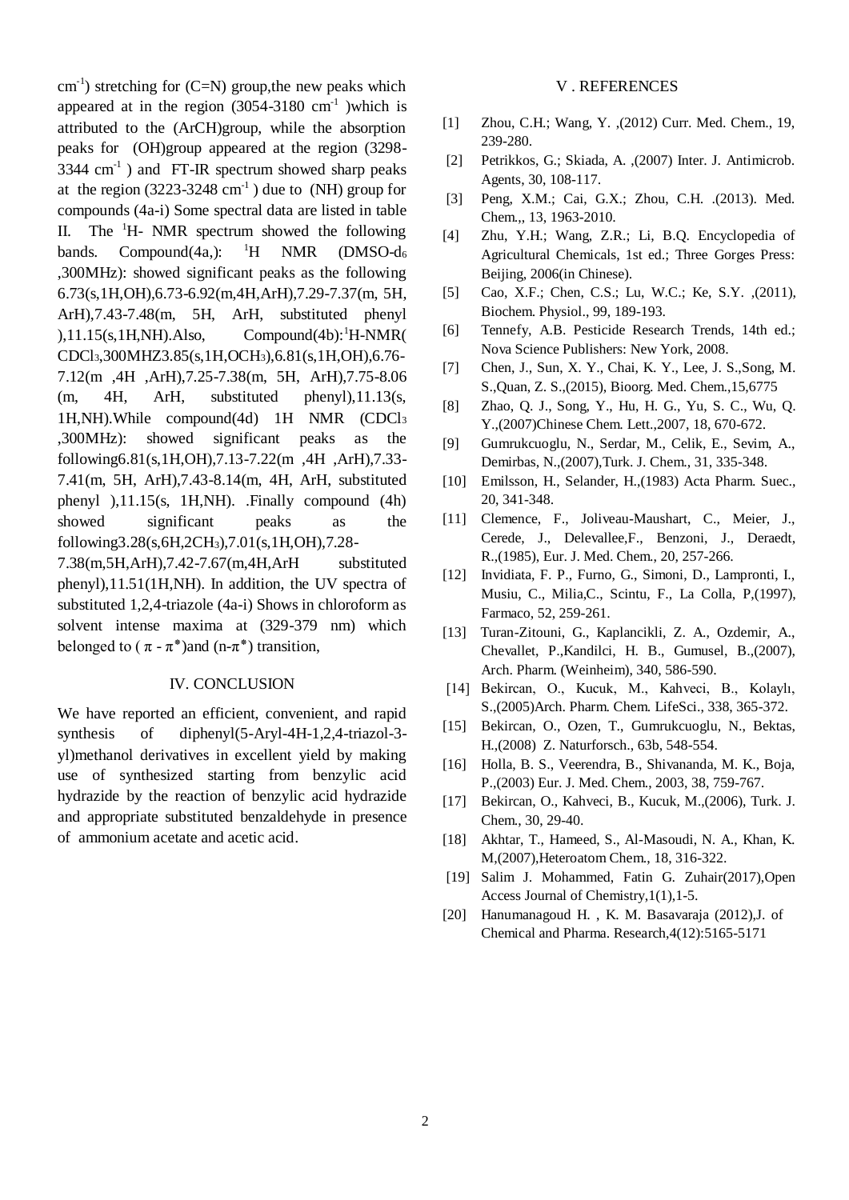$cm^{-1}$) stretching for (C=N) group,the new peaks which appeared at in the region (3054-3180 $cm^{-1}$ )which is attributed to the (ArCH)group, while the absorption peaks for (OH)group appeared at the region (3298-3344 $cm^{-1}$ ) and FT-IR spectrum showed sharp peaks at the region (3223-3248 $cm^{-1}$ ) due to (NH) group for compounds (4a-i) Some spectral data are listed in table II. The $^{1}$H- NMR spectrum showed the following bands. Compound(4a,): $^{1}$H NMR (DMSO-$d_6$ ,300MHz): showed significant peaks as the following 6.73(s,1H,OH),6.73-6.92(m,4H,ArH),7.29-7.37(m, 5H, ArH),7.43-7.48(m, 5H, ArH, substituted phenyl ),11.15(s,1H,NH).Also, Compound(4b):$^{1}$H-NMR( $CDCl_3$,300MHZ3.85(s,1H,$OCH_3$),6.81(s,1H,OH),6.76-7.12(m ,4H ,ArH),7.25-7.38(m, 5H, ArH),7.75-8.06 (m, 4H, ArH, substituted phenyl),11.13(s, 1H,NH).While compound(4d) 1H NMR ($CDCl_3$ ,300MHz): showed significant peaks as the following6.81(s,1H,OH),7.13-7.22(m ,4H ,ArH),7.33-7.41(m, 5H, ArH),7.43-8.14(m, 4H, ArH, substituted phenyl ),11.15(s, 1H,NH). .Finally compound (4h) showed significant peaks as the following3.28(s,6H,2$CH_3$),7.01(s,1H,OH),7.28-7.38(m,5H,ArH),7.42-7.67(m,4H,ArH substituted phenyl),11.51(1H,NH). In addition, the UV spectra of substituted 1,2,4-triazole (4a-i) Shows in chloroform as solvent intense maxima at (329-379 nm) which belonged to ( $\pi$ - $\pi^*$)and (n-$\pi^*$) transition,

## IV. CONCLUSION

We have reported an efficient, convenient, and rapid synthesis of diphenyl(5-Aryl-4H-1,2,4-triazol-3-yl)methanol derivatives in excellent yield by making use of synthesized starting from benzylic acid hydrazide by the reaction of benzylic acid hydrazide and appropriate substituted benzaldehyde in presence of ammonium acetate and acetic acid.

## V . REFERENCES

[1] Zhou, C.H.; Wang, Y. ,(2012) Curr. Med. Chem., 19, 239-280.

[2] Petrikkos, G.; Skiada, A. ,(2007) Inter. J. Antimicrob. Agents, 30, 108-117.

[3] Peng, X.M.; Cai, G.X.; Zhou, C.H. .(2013). Med. Chem.,, 13, 1963-2010.

[4] Zhu, Y.H.; Wang, Z.R.; Li, B.Q. Encyclopedia of Agricultural Chemicals, 1st ed.; Three Gorges Press: Beijing, 2006(in Chinese).

[5] Cao, X.F.; Chen, C.S.; Lu, W.C.; Ke, S.Y. ,(2011), Biochem. Physiol., 99, 189-193.

[6] Tennefy, A.B. Pesticide Research Trends, 14th ed.; Nova Science Publishers: New York, 2008.

[7] Chen, J., Sun, X. Y., Chai, K. Y., Lee, J. S.,Song, M. S.,Quan, Z. S.,(2015), Bioorg. Med. Chem.,15,6775

[8] Zhao, Q. J., Song, Y., Hu, H. G., Yu, S. C., Wu, Q. Y.,(2007)Chinese Chem. Lett.,2007, 18, 670-672.

[9] Gumrukcuoglu, N., Serdar, M., Celik, E., Sevim, A., Demirbas, N.,(2007),Turk. J. Chem., 31, 335-348.

[10] Emilsson, H., Selander, H.,(1983) Acta Pharm. Suec., 20, 341-348.

[11] Clemence, F., Joliveau-Maushart, C., Meier, J., Cerede, J., Delevallee,F., Benzoni, J., Deraedt, R.,(1985), Eur. J. Med. Chem., 20, 257-266.

[12] Invidiata, F. P., Furno, G., Simoni, D., Lampronti, I., Musiu, C., Milia,C., Scintu, F., La Colla, P,(1997), Farmaco, 52, 259-261.

[13] Turan-Zitouni, G., Kaplancikli, Z. A., Ozdemir, A., Chevallet, P.,Kandilci, H. B., Gumusel, B.,(2007), Arch. Pharm. (Weinheim), 340, 586-590.

[14] Bekircan, O., Kucuk, M., Kahveci, B., Kolaylı, S.,(2005)Arch. Pharm. Chem. LifeSci., 338, 365-372.

[15] Bekircan, O., Ozen, T., Gumrukcuoglu, N., Bektas, H.,(2008) Z. Naturforsch., 63b, 548-554.

[16] Holla, B. S., Veerendra, B., Shivananda, M. K., Boja, P.,(2003) Eur. J. Med. Chem., 2003, 38, 759-767.

[17] Bekircan, O., Kahveci, B., Kucuk, M.,(2006), Turk. J. Chem., 30, 29-40.

[18] Akhtar, T., Hameed, S., Al-Masoudi, N. A., Khan, K. M,(2007),Heteroatom Chem., 18, 316-322.

[19] Salim J. Mohammed, Fatin G. Zuhair(2017),Open Access Journal of Chemistry,1(1),1-5.

[20] Hanumanagoud H. , K. M. Basavaraja (2012),J. of Chemical and Pharma. Research,4(12):5165-5171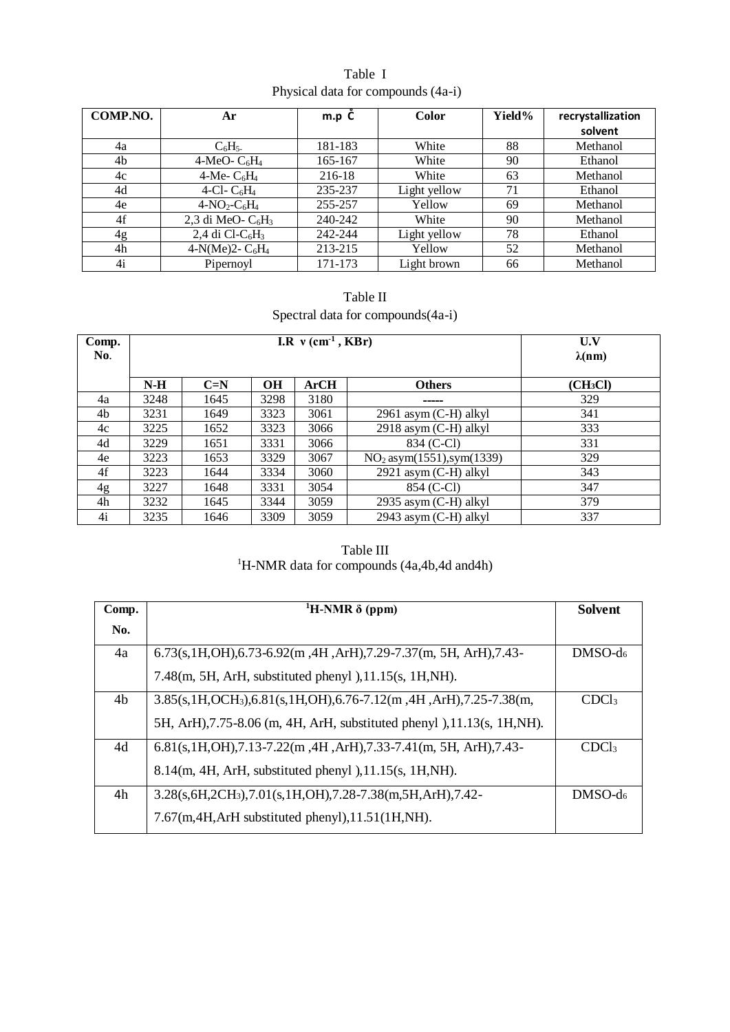Table I
Physical data for compounds (4a-i)

| COMP.NO. | Ar | m.p $\mathring{C}$ | Color | Yield% | recrystallization solvent |
|---|---|---|---|---|---|
| 4a | $C_6H_5$- | 181-183 | White | 88 | Methanol |
| 4b | 4-MeO- $C_6H_4$ | 165-167 | White | 90 | Ethanol |
| 4c | 4-Me- $C_6H_4$ | 216-18 | White | 63 | Methanol |
| 4d | 4-Cl- $C_6H_4$ | 235-237 | Light yellow | 71 | Ethanol |
| 4e | 4-$NO_2$-$C_6H_4$ | 255-257 | Yellow | 69 | Methanol |
| 4f | 2,3 di MeO- $C_6H_3$ | 240-242 | White | 90 | Methanol |
| 4g | 2,4 di Cl-$C_6H_3$ | 242-244 | Light yellow | 78 | Ethanol |
| 4h | 4-N(Me)2- $C_6H_4$ | 213-215 | Yellow | 52 | Methanol |
| 4i | Pipernoyl | 171-173 | Light brown | 66 | Methanol |

Table II
Spectral data for compounds(4a-i)

| Comp. No. | I.R ν ($cm^{-1}$ , KBr) | | | | | U.V λ(nm) |
|---|---|---|---|---|---|---|
| | N-H | C=N | OH | ArCH | Others | ($CH_3Cl$) |
| 4a | 3248 | 1645 | 3298 | 3180 | ----- | 329 |
| 4b | 3231 | 1649 | 3323 | 3061 | 2961 asym (C-H) alkyl | 341 |
| 4c | 3225 | 1652 | 3323 | 3066 | 2918 asym (C-H) alkyl | 333 |
| 4d | 3229 | 1651 | 3331 | 3066 | 834 (C-Cl) | 331 |
| 4e | 3223 | 1653 | 3329 | 3067 | $NO_2$ asym(1551),sym(1339) | 329 |
| 4f | 3223 | 1644 | 3334 | 3060 | 2921 asym (C-H) alkyl | 343 |
| 4g | 3227 | 1648 | 3331 | 3054 | 854 (C-Cl) | 347 |
| 4h | 3232 | 1645 | 3344 | 3059 | 2935 asym (C-H) alkyl | 379 |
| 4i | 3235 | 1646 | 3309 | 3059 | 2943 asym (C-H) alkyl | 337 |

Table III
$^1$H-NMR data for compounds (4a,4b,4d and4h)

| Comp. No. | $^1$H-NMR δ (ppm) | Solvent |
|---|---|---|
| 4a | 6.73(s,1H,OH),6.73-6.92(m ,4H ,ArH),7.29-7.37(m, 5H, ArH),7.43-7.48(m, 5H, ArH, substituted phenyl ),11.15(s, 1H,NH). | DMSO-$d_6$ |
| 4b | 3.85(s,1H,$OCH_3$),6.81(s,1H,OH),6.76-7.12(m ,4H ,ArH),7.25-7.38(m, 5H, ArH),7.75-8.06 (m, 4H, ArH, substituted phenyl ),11.13(s, 1H,NH). | $CDCl_3$ |
| 4d | 6.81(s,1H,OH),7.13-7.22(m ,4H ,ArH),7.33-7.41(m, 5H, ArH),7.43-8.14(m, 4H, ArH, substituted phenyl ),11.15(s, 1H,NH). | $CDCl_3$ |
| 4h | 3.28(s,6H,2$CH_3$),7.01(s,1H,OH),7.28-7.38(m,5H,ArH),7.42-7.67(m,4H,ArH substituted phenyl),11.51(1H,NH). | DMSO-$d_6$ |